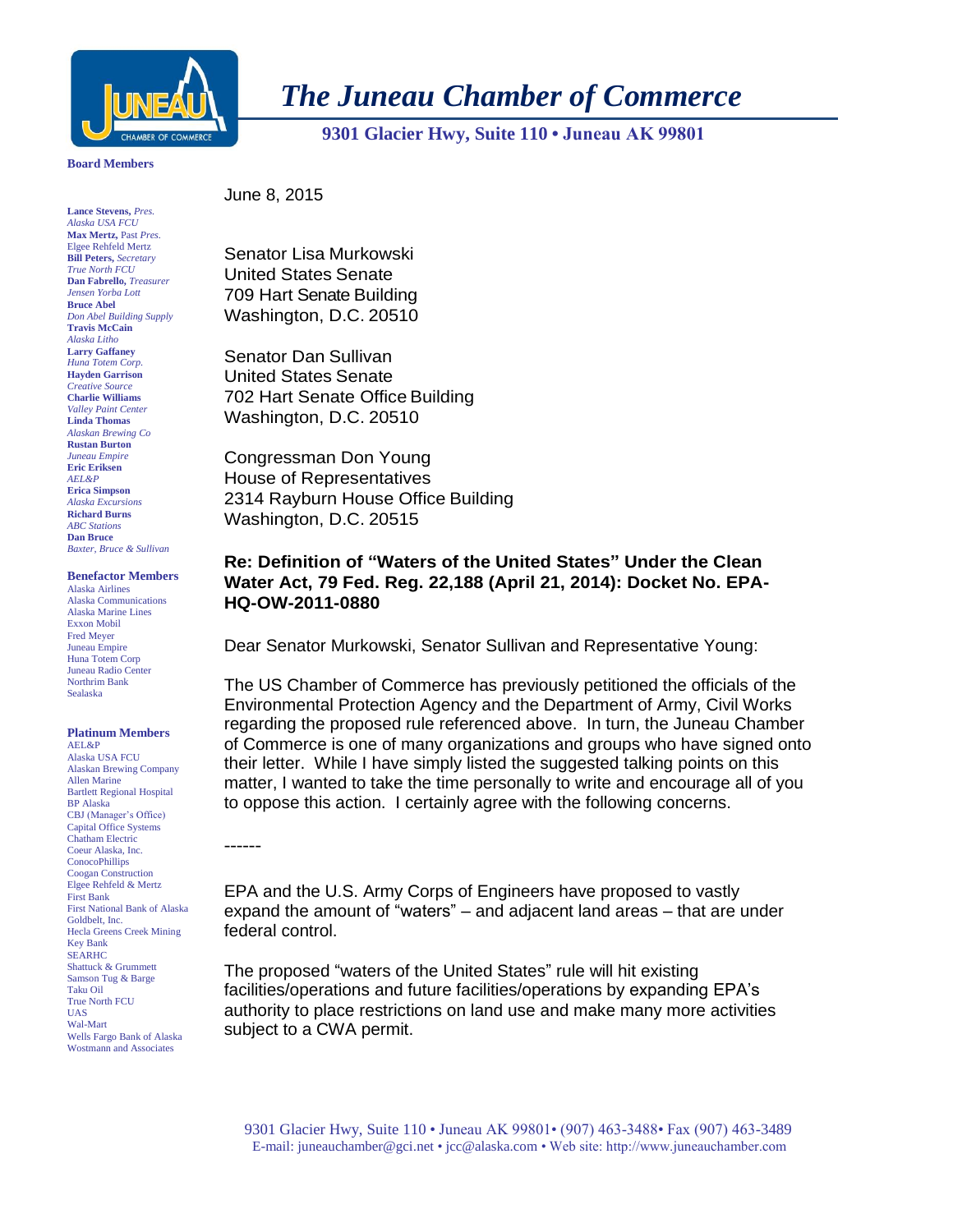# The Juneau Chamber of Commerce

**9301 Glacier Hwy, Suite 110 • Juneau AK 99801**

**Board Members**

**Lance Stevens,** *Pres.*
*Alaska USA FCU*
**Max Mertz,** Past *Pres.*
Elgee Rehfeld Mertz
**Bill Peters,** *Secretary*
*True North FCU*
**Dan Fabrello,** *Treasurer*
*Jensen Yorba Lott*
**Bruce Abel**
*Don Abel Building Supply*
**Travis McCain**
*Alaska Litho*
**Larry Gaffaney**
*Huna Totem Corp.*
**Hayden Garrison**
*Creative Source*
**Charlie Williams**
*Valley Paint Center*
**Linda Thomas**
*Alaskan Brewing Co*
**Rustan Burton**
*Juneau Empire*
**Eric Eriksen**
*AEL&P*
**Erica Simpson**
*Alaska Excursions*
**Richard Burns**
*ABC Stations*
**Dan Bruce**
*Baxter, Bruce & Sullivan*

**Benefactor Members**

Alaska Airlines
Alaska Communications
Alaska Marine Lines
Exxon Mobil
Fred Meyer
Juneau Empire
Huna Totem Corp
Juneau Radio Center
Northrim Bank
Sealaska

**Platinum Members**

AEL&P
Alaska USA FCU
Alaskan Brewing Company
Allen Marine
Bartlett Regional Hospital
BP Alaska
CBJ (Manager's Office)
Capital Office Systems
Chatham Electric
Coeur Alaska, Inc.
ConocoPhillips
Coogan Construction
Elgee Rehfeld & Mertz
First Bank
First National Bank of Alaska
Goldbelt, Inc.
Hecla Greens Creek Mining
Key Bank
SEARHC
Shattuck & Grummett
Samson Tug & Barge
Taku Oil
True North FCU
UAS
Wal-Mart
Wells Fargo Bank of Alaska
Wostmann and Associates

June 8, 2015

Senator Lisa Murkowski
United States Senate
709 Hart Senate Building
Washington, D.C. 20510

Senator Dan Sullivan
United States Senate
702 Hart Senate Office Building
Washington, D.C. 20510

Congressman Don Young
House of Representatives
2314 Rayburn House Office Building
Washington, D.C. 20515

**Re: Definition of "Waters of the United States" Under the Clean Water Act, 79 Fed. Reg. 22,188 (April 21, 2014): Docket No. EPA-HQ-OW-2011-0880**

Dear Senator Murkowski, Senator Sullivan and Representative Young:

The US Chamber of Commerce has previously petitioned the officials of the Environmental Protection Agency and the Department of Army, Civil Works regarding the proposed rule referenced above. In turn, the Juneau Chamber of Commerce is one of many organizations and groups who have signed onto their letter. While I have simply listed the suggested talking points on this matter, I wanted to take the time personally to write and encourage all of you to oppose this action. I certainly agree with the following concerns.

------

EPA and the U.S. Army Corps of Engineers have proposed to vastly expand the amount of "waters" – and adjacent land areas – that are under federal control.

The proposed "waters of the United States" rule will hit existing facilities/operations and future facilities/operations by expanding EPA's authority to place restrictions on land use and make many more activities subject to a CWA permit.

9301 Glacier Hwy, Suite 110 • Juneau AK 99801• (907) 463-3488• Fax (907) 463-3489
E-mail: juneauchamber@gci.net • jcc@alaska.com • Web site: http://www.juneauchamber.com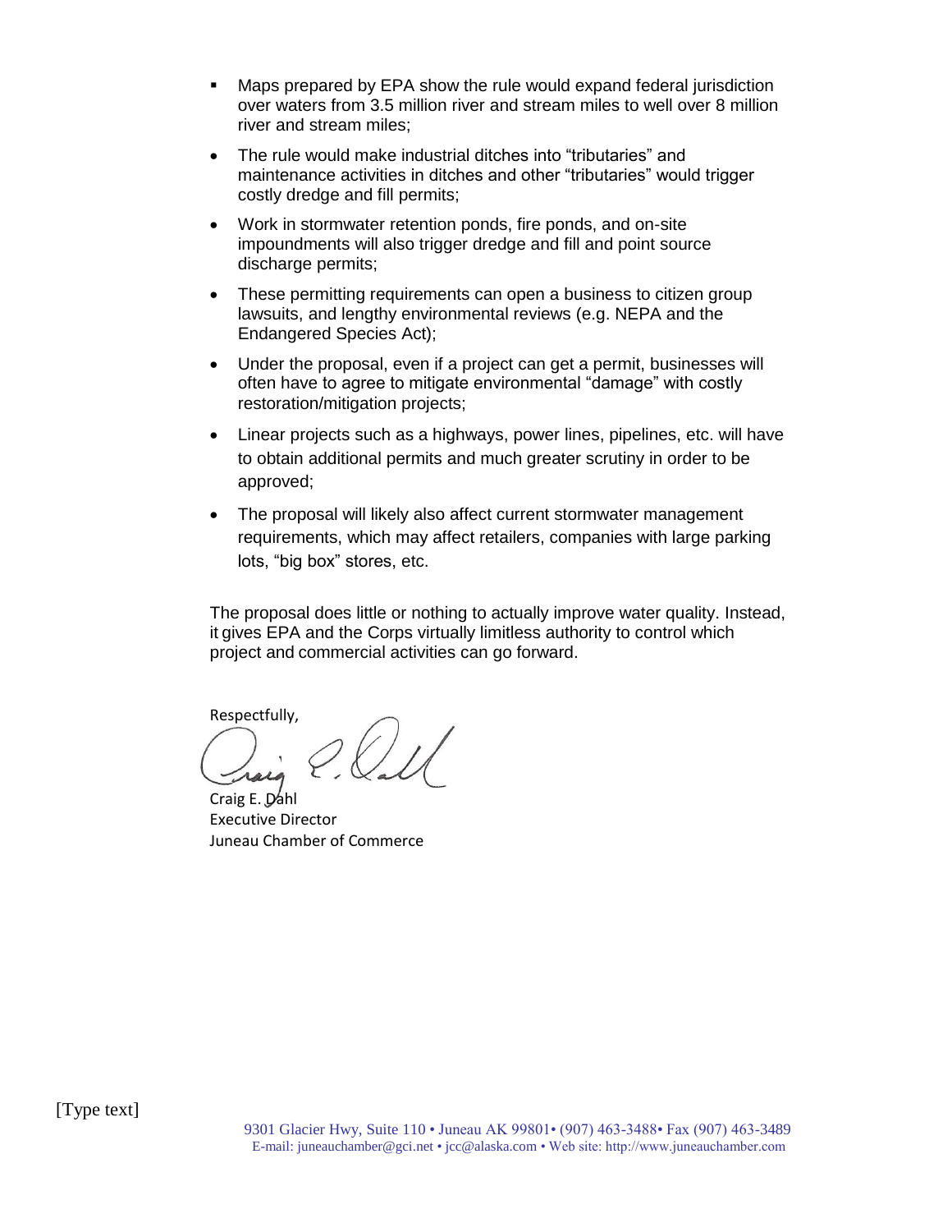- Maps prepared by EPA show the rule would expand federal jurisdiction over waters from 3.5 million river and stream miles to well over 8 million river and stream miles;
- The rule would make industrial ditches into "tributaries" and maintenance activities in ditches and other "tributaries" would trigger costly dredge and fill permits;
- Work in stormwater retention ponds, fire ponds, and on-site impoundments will also trigger dredge and fill and point source discharge permits;
- These permitting requirements can open a business to citizen group lawsuits, and lengthy environmental reviews (e.g. NEPA and the Endangered Species Act);
- Under the proposal, even if a project can get a permit, businesses will often have to agree to mitigate environmental "damage" with costly restoration/mitigation projects;
- Linear projects such as a highways, power lines, pipelines, etc. will have to obtain additional permits and much greater scrutiny in order to be approved;
- The proposal will likely also affect current stormwater management requirements, which may affect retailers, companies with large parking lots, "big box" stores, etc.

The proposal does little or nothing to actually improve water quality. Instead, it gives EPA and the Corps virtually limitless authority to control which project and commercial activities can go forward.

Respectfully,

Craig E. Dahl
Executive Director
Juneau Chamber of Commerce

[Type text]

9301 Glacier Hwy, Suite 110 • Juneau AK 99801• (907) 463-3488• Fax (907) 463-3489
E-mail: juneauchamber@gci.net • jcc@alaska.com • Web site: http://www.juneauchamber.com